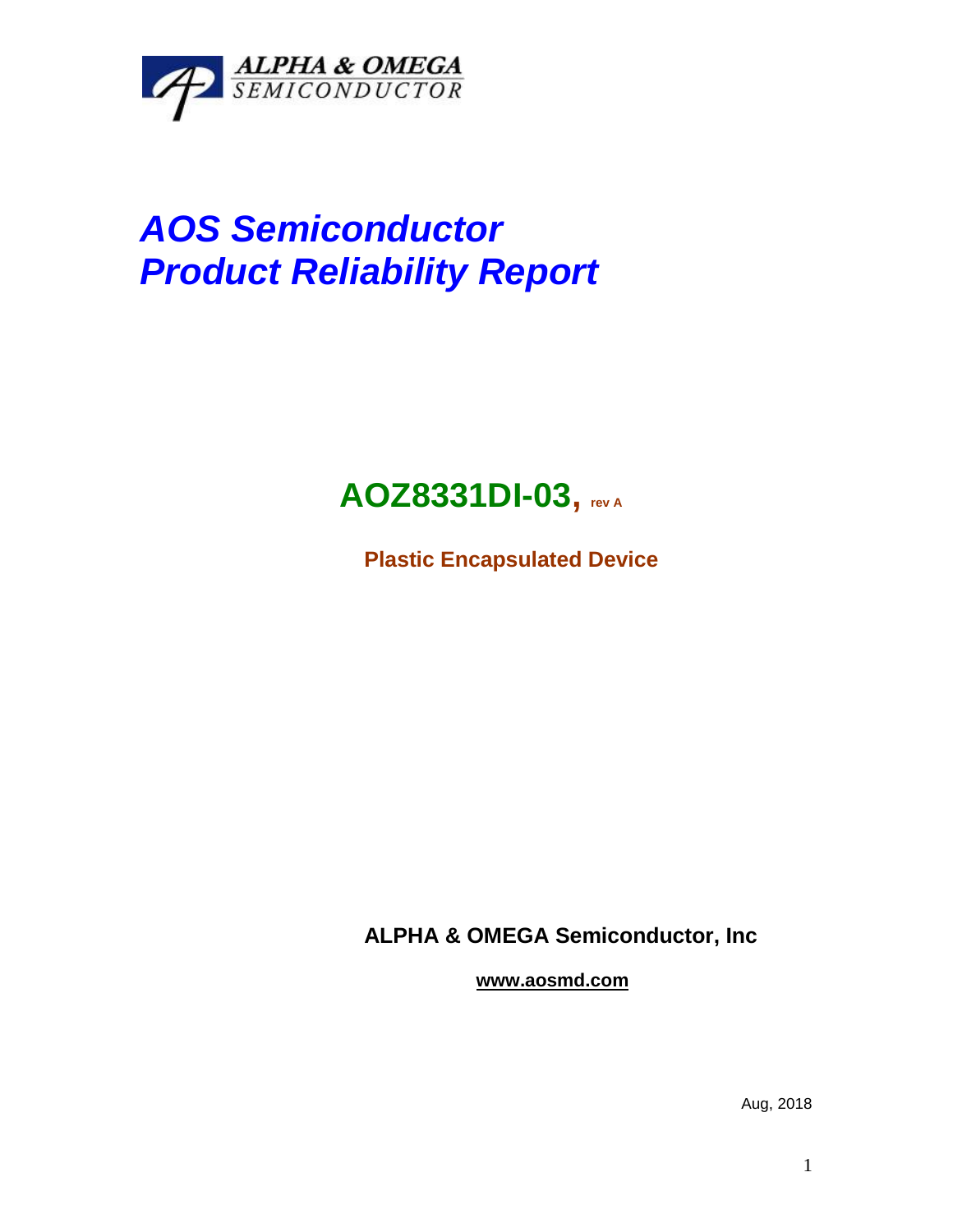ALPHA & OMEGA
SEMICONDUCTOR

# *AOS Semiconductor*
# *Product Reliability Report*

## AOZ8331DI-03, rev A

**Plastic Encapsulated Device**

**ALPHA & OMEGA Semiconductor, Inc**

**www.aosmd.com**

Aug, 2018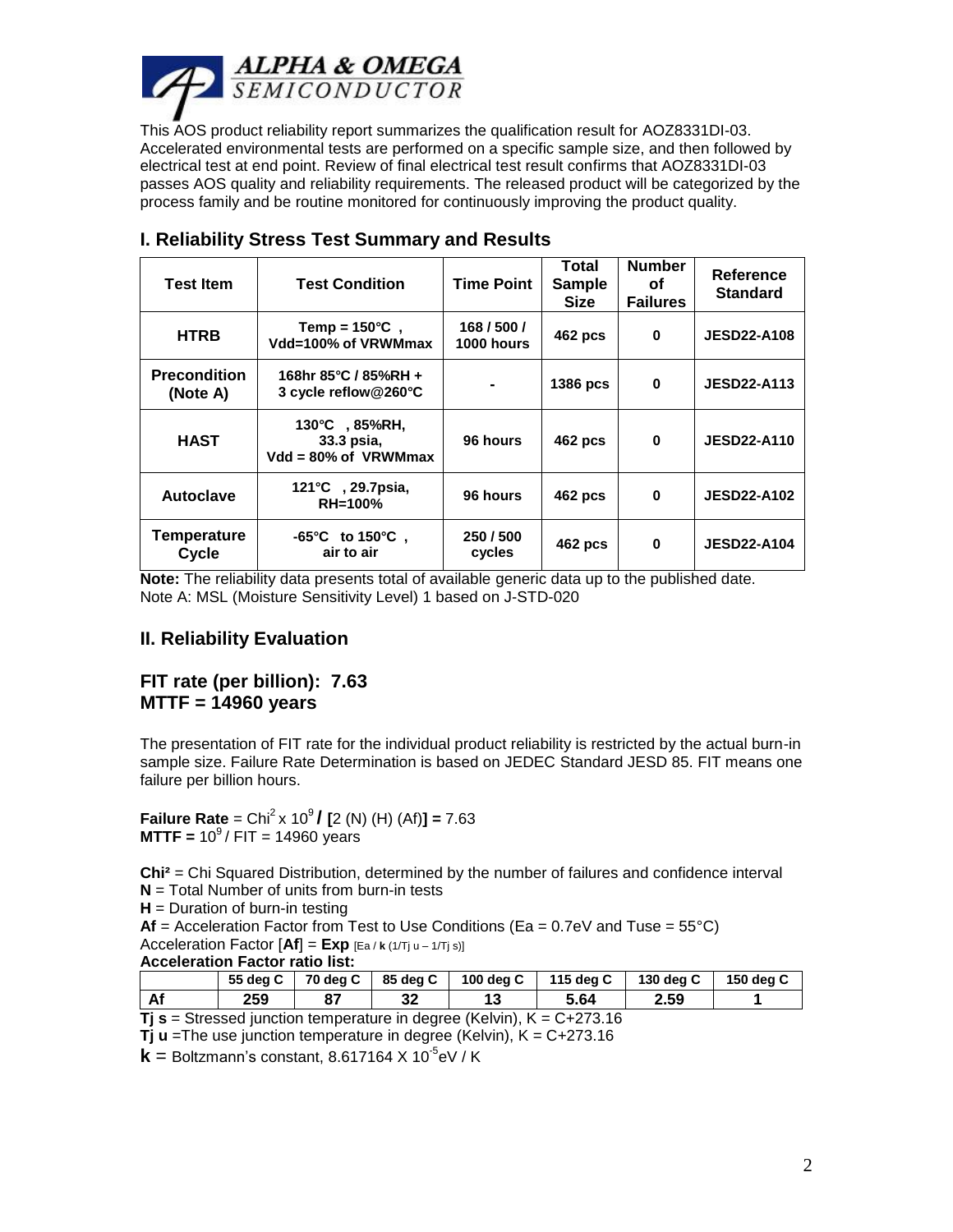This AOS product reliability report summarizes the qualification result for AOZ8331DI-03. Accelerated environmental tests are performed on a specific sample size, and then followed by electrical test at end point. Review of final electrical test result confirms that AOZ8331DI-03 passes AOS quality and reliability requirements. The released product will be categorized by the process family and be routine monitored for continuously improving the product quality.

## I. Reliability Stress Test Summary and Results

| Test Item | Test Condition | Time Point | Total Sample Size | Number of Failures | Reference Standard |
|---|---|---|---|---|---|
| HTRB | Temp = 150°C , Vdd=100% of VRWMmax | 168 / 500 / 1000 hours | 462 pcs | 0 | JESD22-A108 |
| Precondition (Note A) | 168hr 85°C / 85%RH + 3 cycle reflow@260°C | - | 1386 pcs | 0 | JESD22-A113 |
| HAST | 130°C , 85%RH, 33.3 psia, Vdd = 80% of VRWMmax | 96 hours | 462 pcs | 0 | JESD22-A110 |
| Autoclave | 121°C , 29.7psia, RH=100% | 96 hours | 462 pcs | 0 | JESD22-A102 |
| Temperature Cycle | -65°C to 150°C , air to air | 250 / 500 cycles | 462 pcs | 0 | JESD22-A104 |

**Note:** The reliability data presents total of available generic data up to the published date.
Note A: MSL (Moisture Sensitivity Level) 1 based on J-STD-020

## II. Reliability Evaluation

### FIT rate (per billion): 7.63
### MTTF = 14960 years

The presentation of FIT rate for the individual product reliability is restricted by the actual burn-in sample size. Failure Rate Determination is based on JEDEC Standard JESD 85. FIT means one failure per billion hours.

**Failure Rate** = $Chi^2 \times 10^9$ **/ [**2 (N) (H) (Af)**] =** 7.63
**MTTF =** $10^9$ / FIT = 14960 years

**Chi²** = Chi Squared Distribution, determined by the number of failures and confidence interval
**N** = Total Number of units from burn-in tests
**H** = Duration of burn-in testing
**Af** = Acceleration Factor from Test to Use Conditions (Ea = 0.7eV and Tuse = 55°C)
Acceleration Factor [**Af**] = **Exp** [Ea / **k** (1/Tj u – 1/Tj s)]

**Acceleration Factor ratio list:**

| | 55 deg C | 70 deg C | 85 deg C | 100 deg C | 115 deg C | 130 deg C | 150 deg C |
|---|---|---|---|---|---|---|---|
| Af | 259 | 87 | 32 | 13 | 5.64 | 2.59 | 1 |

**Tj s** = Stressed junction temperature in degree (Kelvin), K = C+273.16
**Tj u** =The use junction temperature in degree (Kelvin), K = C+273.16
**k** = Boltzmann's constant, 8.617164 X $10^{-5}$eV / K